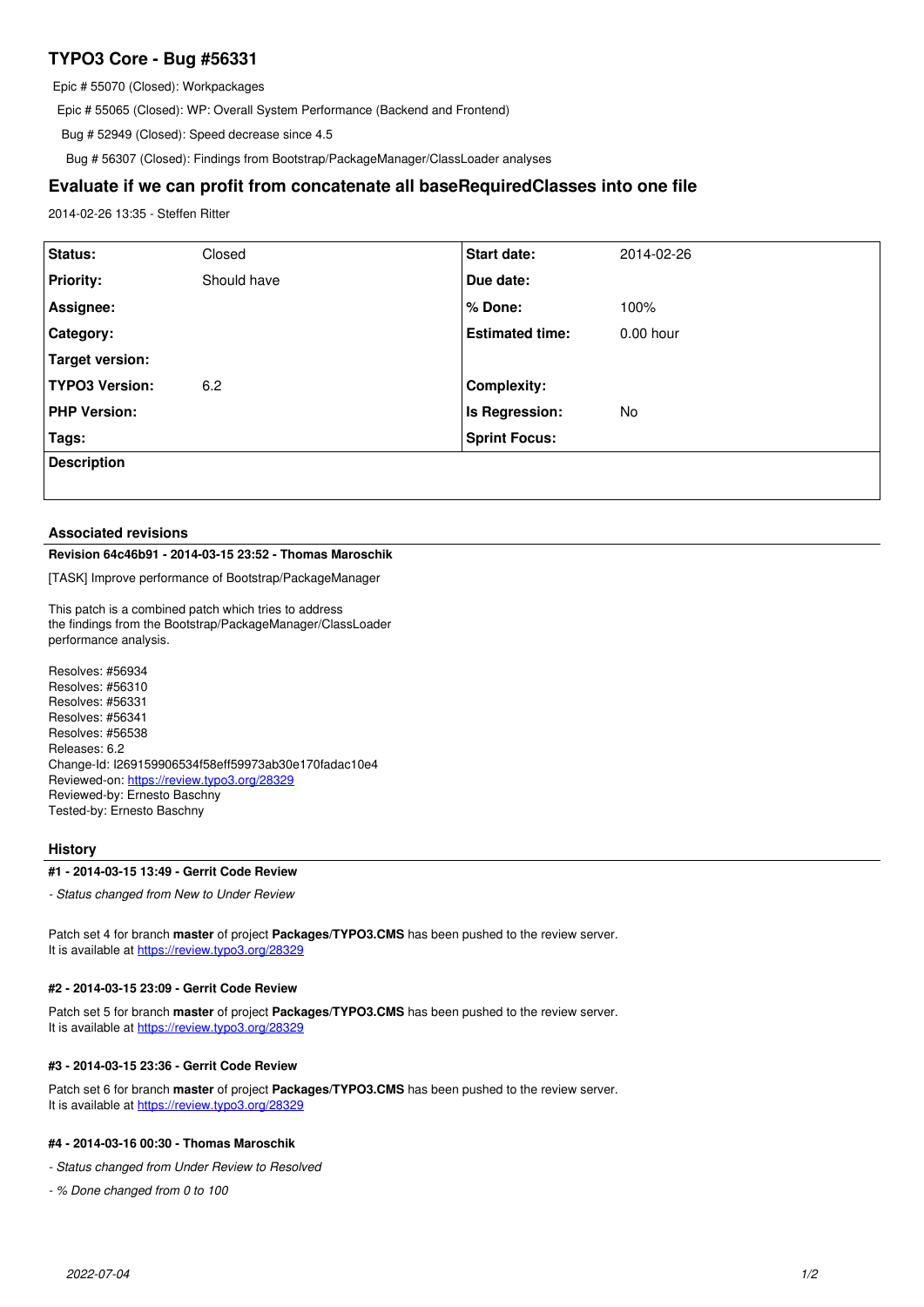# TYPO3 Core - Bug #56331

Epic # 55070 (Closed): Workpackages

Epic # 55065 (Closed): WP: Overall System Performance (Backend and Frontend)

Bug # 52949 (Closed): Speed decrease since 4.5

Bug # 56307 (Closed): Findings from Bootstrap/PackageManager/ClassLoader analyses

## Evaluate if we can profit from concatenate all baseRequiredClasses into one file

2014-02-26 13:35 - Steffen Ritter

| | | | |
|---|---|---|---|
| **Status:** | Closed | **Start date:** | 2014-02-26 |
| **Priority:** | Should have | **Due date:** | |
| **Assignee:** | | **% Done:** | 100% |
| **Category:** | | **Estimated time:** | 0.00 hour |
| **Target version:** | | | |
| **TYPO3 Version:** | 6.2 | **Complexity:** | |
| **PHP Version:** | | **Is Regression:** | No |
| **Tags:** | | **Sprint Focus:** | |

**Description**

### Associated revisions

**Revision 64c46b91 - 2014-03-15 23:52 - Thomas Maroschik**

[TASK] Improve performance of Bootstrap/PackageManager

This patch is a combined patch which tries to address
the findings from the Bootstrap/PackageManager/ClassLoader
performance analysis.

Resolves: #56934
Resolves: #56310
Resolves: #56331
Resolves: #56341
Resolves: #56538
Releases: 6.2
Change-Id: I269159906534f58eff59973ab30e170fadac10e4
Reviewed-on: https://review.typo3.org/28329
Reviewed-by: Ernesto Baschny
Tested-by: Ernesto Baschny

### History

**#1 - 2014-03-15 13:49 - Gerrit Code Review**

*- Status changed from New to Under Review*

Patch set 4 for branch **master** of project **Packages/TYPO3.CMS** has been pushed to the review server.
It is available at https://review.typo3.org/28329

**#2 - 2014-03-15 23:09 - Gerrit Code Review**

Patch set 5 for branch **master** of project **Packages/TYPO3.CMS** has been pushed to the review server.
It is available at https://review.typo3.org/28329

**#3 - 2014-03-15 23:36 - Gerrit Code Review**

Patch set 6 for branch **master** of project **Packages/TYPO3.CMS** has been pushed to the review server.
It is available at https://review.typo3.org/28329

**#4 - 2014-03-16 00:30 - Thomas Maroschik**

*- Status changed from Under Review to Resolved*

*- % Done changed from 0 to 100*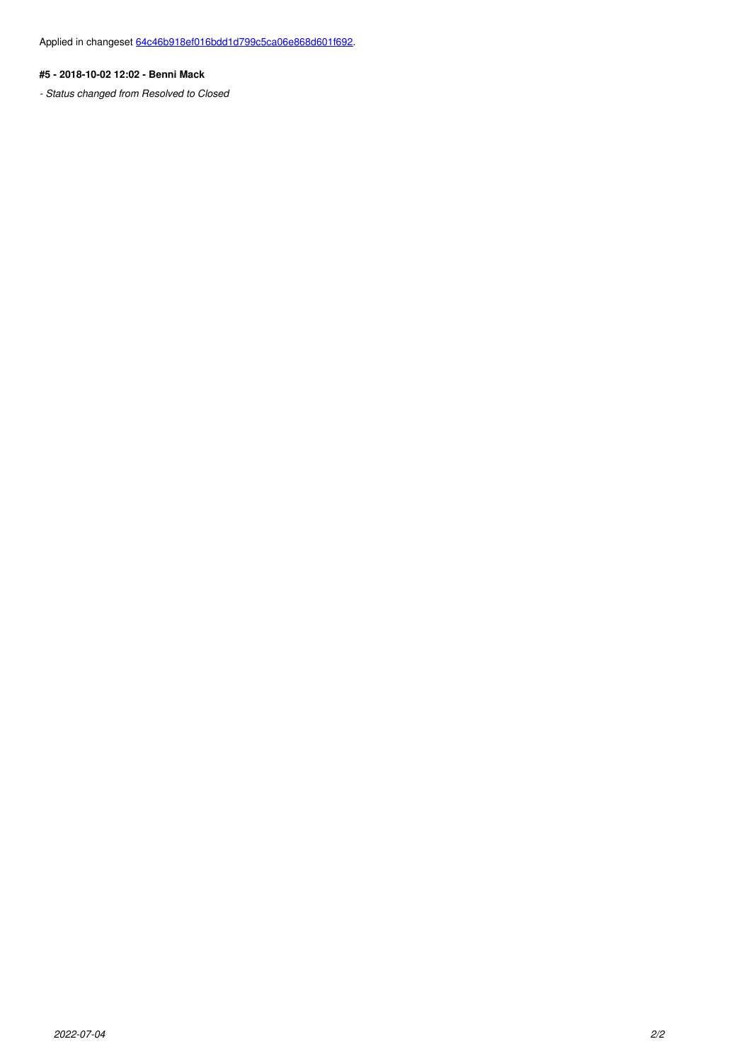Applied in changeset [64c46b918ef016bdd1d799c5ca06e868d601f692](64c46b918ef016bdd1d799c5ca06e868d601f692).

**#5 - 2018-10-02 12:02 - Benni Mack**

*- Status changed from Resolved to Closed*